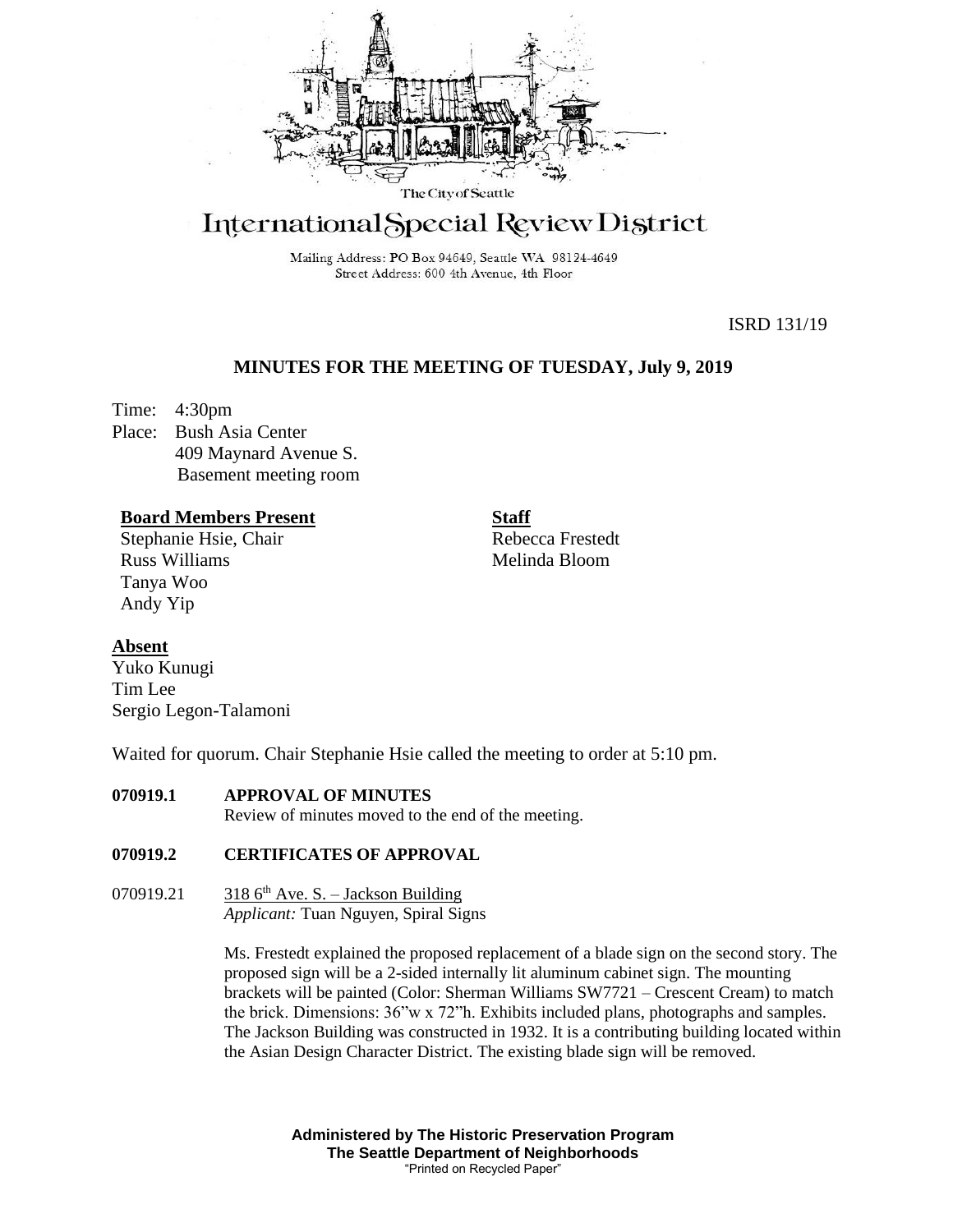The City of Seattle

# International Special Review District

Mailing Address: PO Box 94649, Seattle WA 98124-4649
Street Address: 600 4th Avenue, 4th Floor

ISRD 131/19

## MINUTES FOR THE MEETING OF TUESDAY, July 9, 2019

Time: 4:30pm
Place: Bush Asia Center
409 Maynard Avenue S.
Basement meeting room

**Board Members Present**
Stephanie Hsie, Chair
Russ Williams
Tanya Woo
Andy Yip

**Staff**
Rebecca Frestedt
Melinda Bloom

**Absent**
Yuko Kunugi
Tim Lee
Sergio Legon-Talamoni

Waited for quorum. Chair Stephanie Hsie called the meeting to order at 5:10 pm.

**070919.1 APPROVAL OF MINUTES**
Review of minutes moved to the end of the meeting.

**070919.2 CERTIFICATES OF APPROVAL**

070919.21 318 6th Ave. S. – Jackson Building
*Applicant:* Tuan Nguyen, Spiral Signs

Ms. Frestedt explained the proposed replacement of a blade sign on the second story. The proposed sign will be a 2-sided internally lit aluminum cabinet sign. The mounting brackets will be painted (Color: Sherman Williams SW7721 – Crescent Cream) to match the brick. Dimensions: 36"w x 72"h. Exhibits included plans, photographs and samples. The Jackson Building was constructed in 1932. It is a contributing building located within the Asian Design Character District. The existing blade sign will be removed.

**Administered by The Historic Preservation Program**
**The Seattle Department of Neighborhoods**
"Printed on Recycled Paper"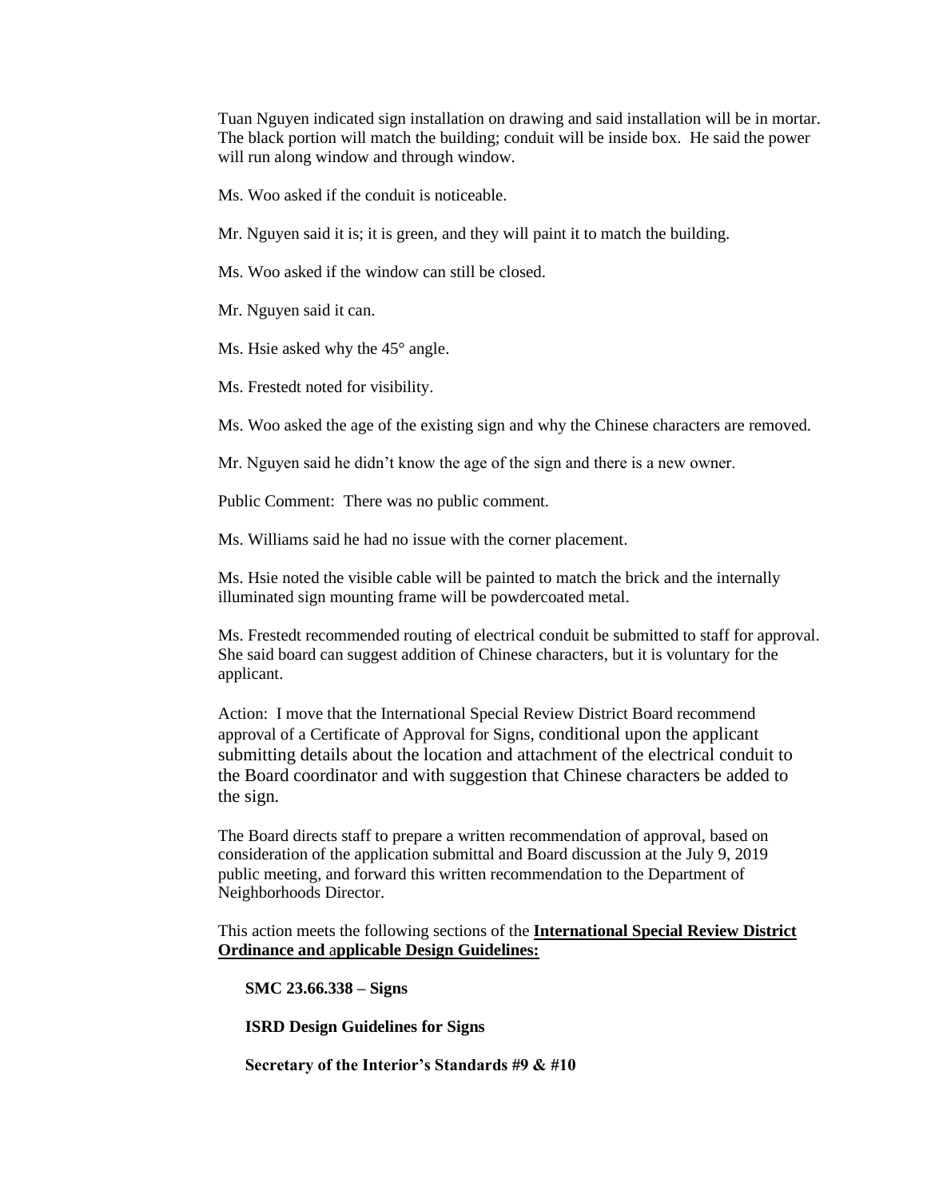Tuan Nguyen indicated sign installation on drawing and said installation will be in mortar. The black portion will match the building; conduit will be inside box. He said the power will run along window and through window.

Ms. Woo asked if the conduit is noticeable.

Mr. Nguyen said it is; it is green, and they will paint it to match the building.

Ms. Woo asked if the window can still be closed.

Mr. Nguyen said it can.

Ms. Hsie asked why the 45° angle.

Ms. Frestedt noted for visibility.

Ms. Woo asked the age of the existing sign and why the Chinese characters are removed.

Mr. Nguyen said he didn't know the age of the sign and there is a new owner.

Public Comment: There was no public comment.

Ms. Williams said he had no issue with the corner placement.

Ms. Hsie noted the visible cable will be painted to match the brick and the internally illuminated sign mounting frame will be powdercoated metal.

Ms. Frestedt recommended routing of electrical conduit be submitted to staff for approval. She said board can suggest addition of Chinese characters, but it is voluntary for the applicant.

Action: I move that the International Special Review District Board recommend approval of a Certificate of Approval for Signs, conditional upon the applicant submitting details about the location and attachment of the electrical conduit to the Board coordinator and with suggestion that Chinese characters be added to the sign.

The Board directs staff to prepare a written recommendation of approval, based on consideration of the application submittal and Board discussion at the July 9, 2019 public meeting, and forward this written recommendation to the Department of Neighborhoods Director.

This action meets the following sections of the **International Special Review District Ordinance and applicable Design Guidelines:**

**SMC 23.66.338 – Signs**

**ISRD Design Guidelines for Signs**

**Secretary of the Interior's Standards #9 & #10**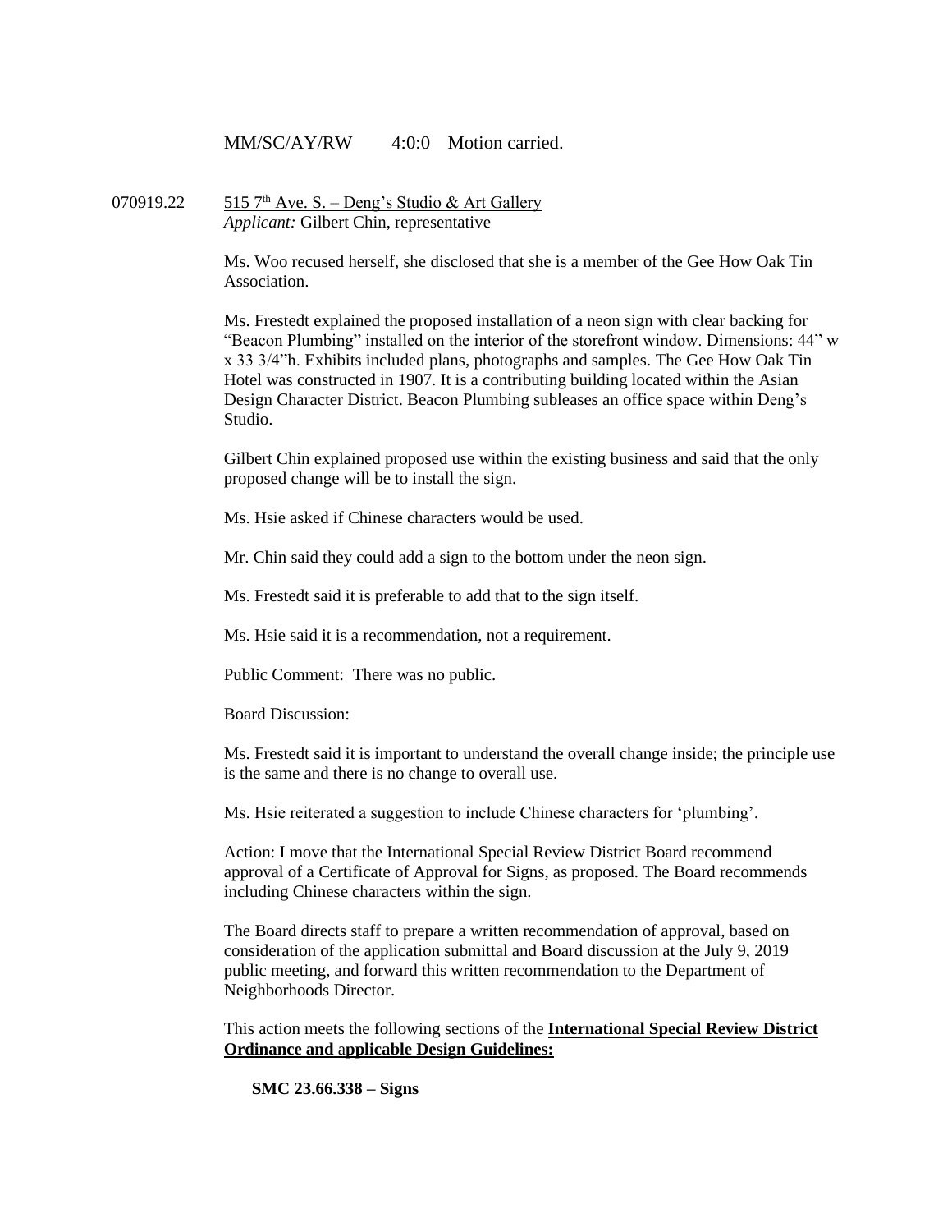MM/SC/AY/RW 4:0:0 Motion carried.

070919.22 <u>515 7th Ave. S. – Deng's Studio & Art Gallery</u>
*Applicant:* Gilbert Chin, representative

Ms. Woo recused herself, she disclosed that she is a member of the Gee How Oak Tin Association.

Ms. Frestedt explained the proposed installation of a neon sign with clear backing for "Beacon Plumbing" installed on the interior of the storefront window. Dimensions: 44" w x 33 3/4"h. Exhibits included plans, photographs and samples. The Gee How Oak Tin Hotel was constructed in 1907. It is a contributing building located within the Asian Design Character District. Beacon Plumbing subleases an office space within Deng's Studio.

Gilbert Chin explained proposed use within the existing business and said that the only proposed change will be to install the sign.

Ms. Hsie asked if Chinese characters would be used.

Mr. Chin said they could add a sign to the bottom under the neon sign.

Ms. Frestedt said it is preferable to add that to the sign itself.

Ms. Hsie said it is a recommendation, not a requirement.

Public Comment: There was no public.

Board Discussion:

Ms. Frestedt said it is important to understand the overall change inside; the principle use is the same and there is no change to overall use.

Ms. Hsie reiterated a suggestion to include Chinese characters for 'plumbing'.

Action: I move that the International Special Review District Board recommend approval of a Certificate of Approval for Signs, as proposed. The Board recommends including Chinese characters within the sign.

The Board directs staff to prepare a written recommendation of approval, based on consideration of the application submittal and Board discussion at the July 9, 2019 public meeting, and forward this written recommendation to the Department of Neighborhoods Director.

This action meets the following sections of the **<u>International Special Review District Ordinance and applicable Design Guidelines:</u>**

**SMC 23.66.338 – Signs**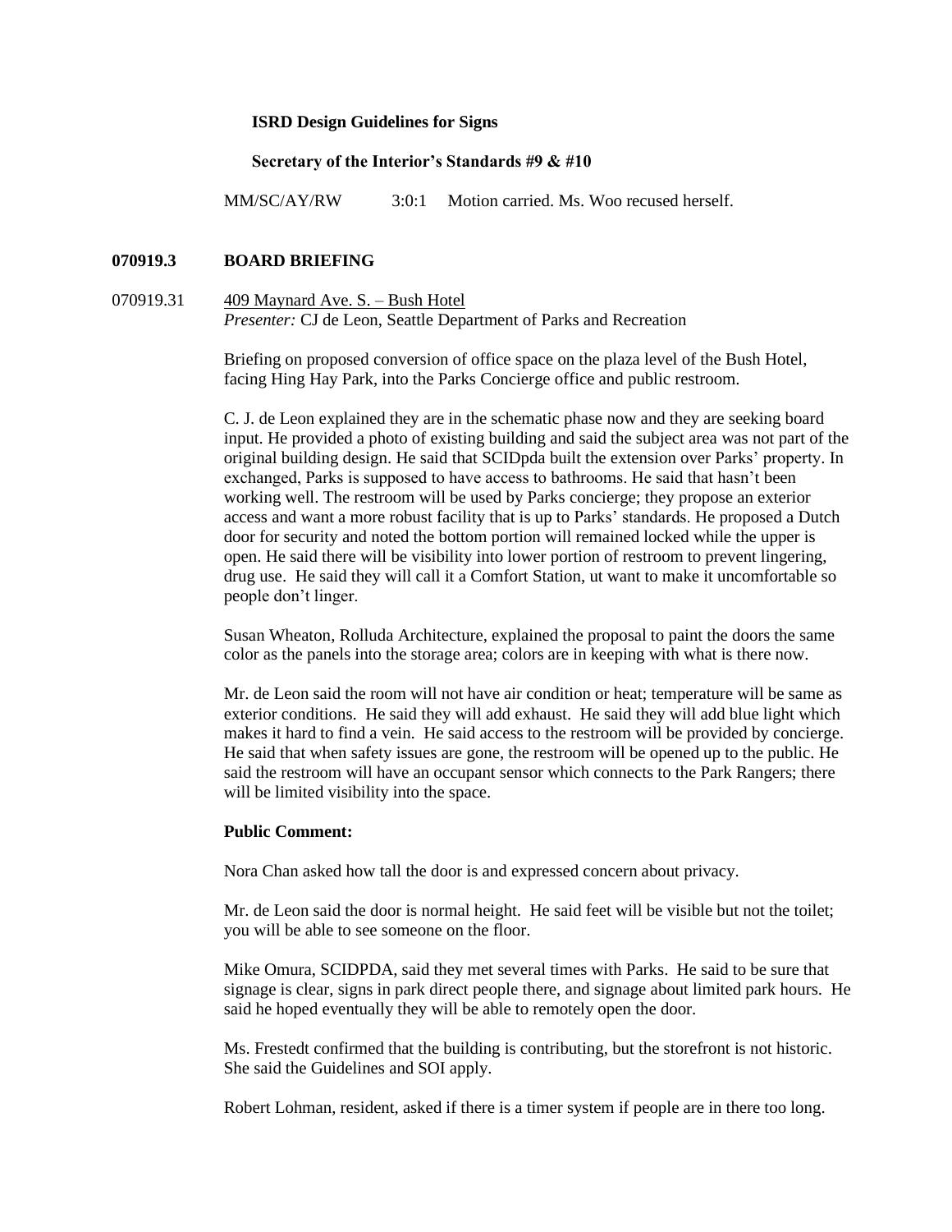**ISRD Design Guidelines for Signs**

**Secretary of the Interior's Standards #9 & #10**

MM/SC/AY/RW 3:0:1 Motion carried. Ms. Woo recused herself.

## 070919.3 BOARD BRIEFING

070919.31 409 Maynard Ave. S. – Bush Hotel
*Presenter:* CJ de Leon, Seattle Department of Parks and Recreation

Briefing on proposed conversion of office space on the plaza level of the Bush Hotel, facing Hing Hay Park, into the Parks Concierge office and public restroom.

C. J. de Leon explained they are in the schematic phase now and they are seeking board input. He provided a photo of existing building and said the subject area was not part of the original building design. He said that SCIDpda built the extension over Parks' property. In exchanged, Parks is supposed to have access to bathrooms. He said that hasn't been working well. The restroom will be used by Parks concierge; they propose an exterior access and want a more robust facility that is up to Parks' standards. He proposed a Dutch door for security and noted the bottom portion will remained locked while the upper is open. He said there will be visibility into lower portion of restroom to prevent lingering, drug use. He said they will call it a Comfort Station, ut want to make it uncomfortable so people don't linger.

Susan Wheaton, Rolluda Architecture, explained the proposal to paint the doors the same color as the panels into the storage area; colors are in keeping with what is there now.

Mr. de Leon said the room will not have air condition or heat; temperature will be same as exterior conditions. He said they will add exhaust. He said they will add blue light which makes it hard to find a vein. He said access to the restroom will be provided by concierge. He said that when safety issues are gone, the restroom will be opened up to the public. He said the restroom will have an occupant sensor which connects to the Park Rangers; there will be limited visibility into the space.

**Public Comment:**

Nora Chan asked how tall the door is and expressed concern about privacy.

Mr. de Leon said the door is normal height. He said feet will be visible but not the toilet; you will be able to see someone on the floor.

Mike Omura, SCIDPDA, said they met several times with Parks. He said to be sure that signage is clear, signs in park direct people there, and signage about limited park hours. He said he hoped eventually they will be able to remotely open the door.

Ms. Frestedt confirmed that the building is contributing, but the storefront is not historic. She said the Guidelines and SOI apply.

Robert Lohman, resident, asked if there is a timer system if people are in there too long.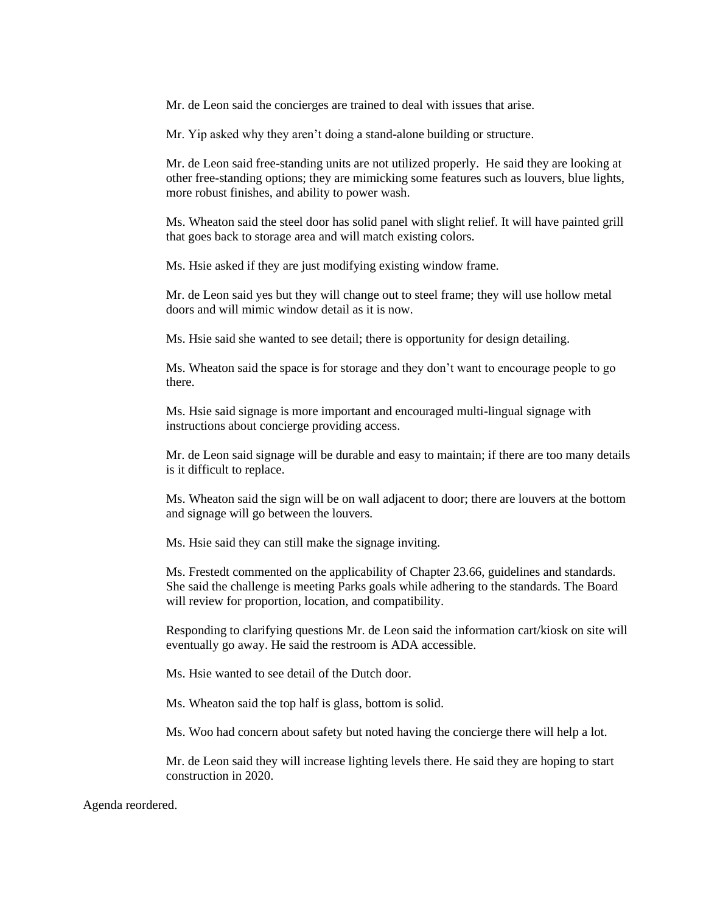Mr. de Leon said the concierges are trained to deal with issues that arise.

Mr. Yip asked why they aren't doing a stand-alone building or structure.

Mr. de Leon said free-standing units are not utilized properly. He said they are looking at other free-standing options; they are mimicking some features such as louvers, blue lights, more robust finishes, and ability to power wash.

Ms. Wheaton said the steel door has solid panel with slight relief. It will have painted grill that goes back to storage area and will match existing colors.

Ms. Hsie asked if they are just modifying existing window frame.

Mr. de Leon said yes but they will change out to steel frame; they will use hollow metal doors and will mimic window detail as it is now.

Ms. Hsie said she wanted to see detail; there is opportunity for design detailing.

Ms. Wheaton said the space is for storage and they don't want to encourage people to go there.

Ms. Hsie said signage is more important and encouraged multi-lingual signage with instructions about concierge providing access.

Mr. de Leon said signage will be durable and easy to maintain; if there are too many details is it difficult to replace.

Ms. Wheaton said the sign will be on wall adjacent to door; there are louvers at the bottom and signage will go between the louvers.

Ms. Hsie said they can still make the signage inviting.

Ms. Frestedt commented on the applicability of Chapter 23.66, guidelines and standards. She said the challenge is meeting Parks goals while adhering to the standards. The Board will review for proportion, location, and compatibility.

Responding to clarifying questions Mr. de Leon said the information cart/kiosk on site will eventually go away. He said the restroom is ADA accessible.

Ms. Hsie wanted to see detail of the Dutch door.

Ms. Wheaton said the top half is glass, bottom is solid.

Ms. Woo had concern about safety but noted having the concierge there will help a lot.

Mr. de Leon said they will increase lighting levels there. He said they are hoping to start construction in 2020.

Agenda reordered.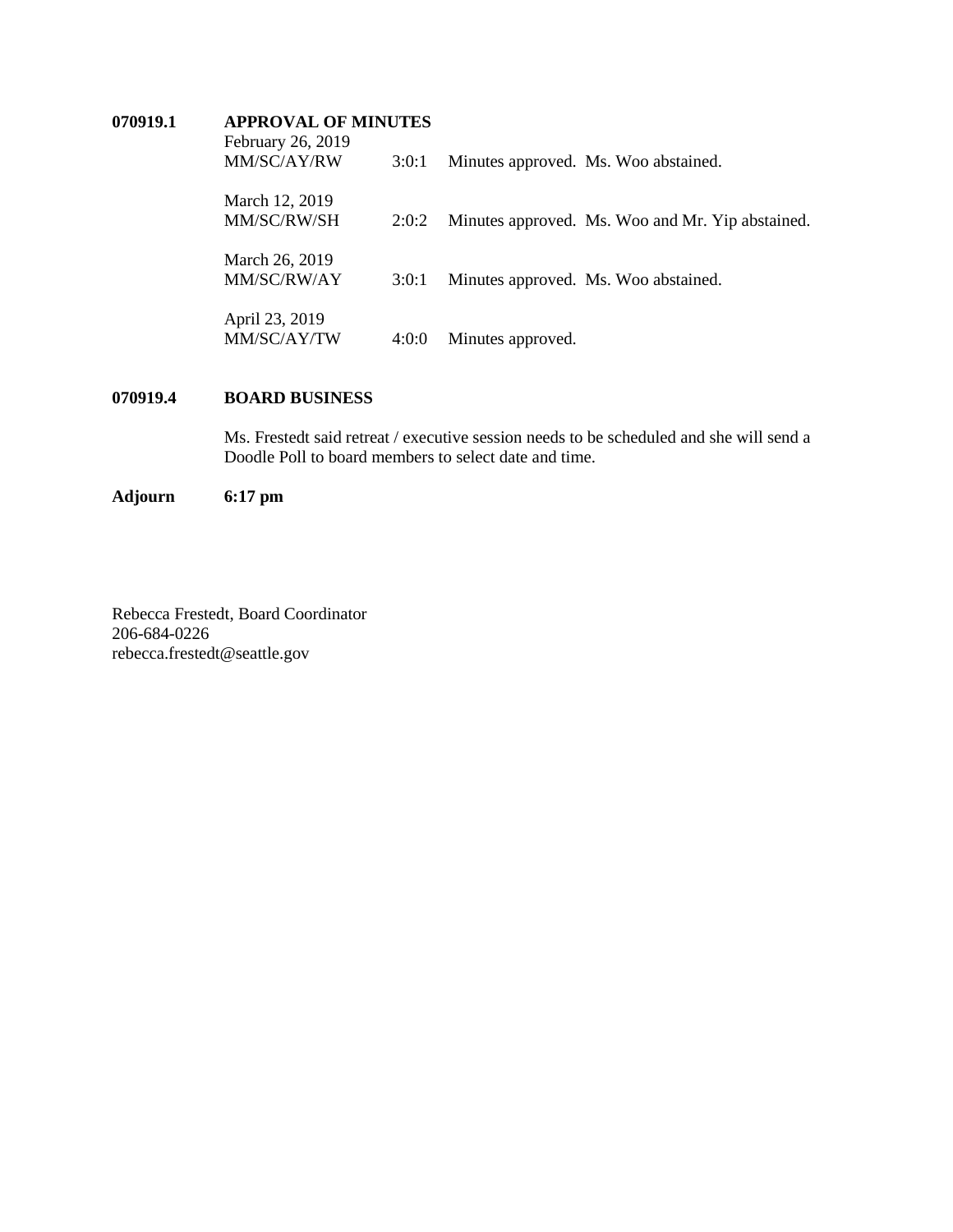**070919.1 APPROVAL OF MINUTES**

February 26, 2019

| | | |
|---|---|---|
| MM/SC/AY/RW | 3:0:1 | Minutes approved. Ms. Woo abstained. |

March 12, 2019

| | | |
|---|---|---|
| MM/SC/RW/SH | 2:0:2 | Minutes approved. Ms. Woo and Mr. Yip abstained. |

March 26, 2019

| | | |
|---|---|---|
| MM/SC/RW/AY | 3:0:1 | Minutes approved. Ms. Woo abstained. |

April 23, 2019

| | | |
|---|---|---|
| MM/SC/AY/TW | 4:0:0 | Minutes approved. |

**070919.4 BOARD BUSINESS**

Ms. Frestedt said retreat / executive session needs to be scheduled and she will send a Doodle Poll to board members to select date and time.

**Adjourn 6:17 pm**

Rebecca Frestedt, Board Coordinator
206-684-0226
rebecca.frestedt@seattle.gov